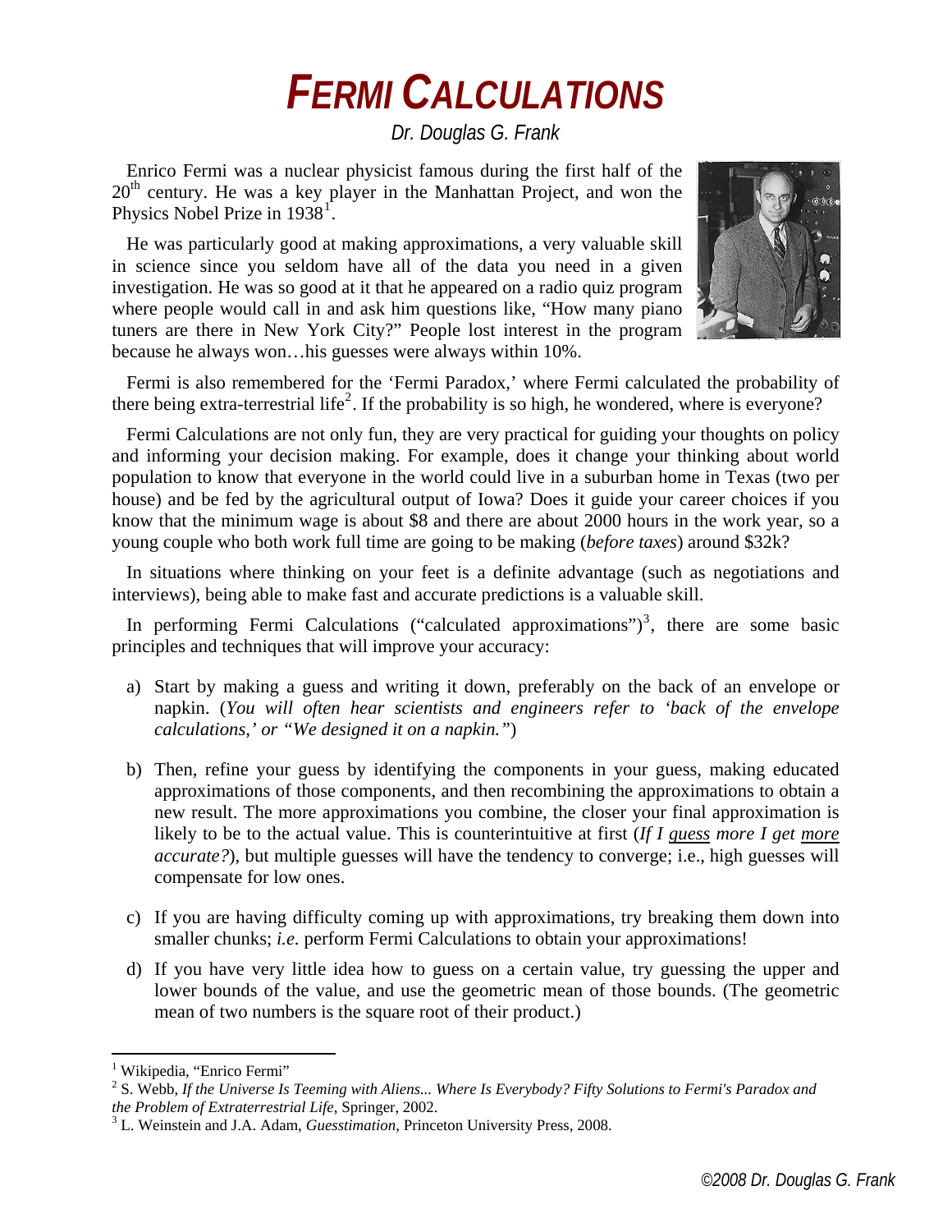# *FERMI CALCULATIONS*

*Dr. Douglas G. Frank*

Enrico Fermi was a nuclear physicist famous during the first half of the 20th century. He was a key player in the Manhattan Project, and won the Physics Nobel Prize in 1938[1].

He was particularly good at making approximations, a very valuable skill in science since you seldom have all of the data you need in a given investigation. He was so good at it that he appeared on a radio quiz program where people would call in and ask him questions like, "How many piano tuners are there in New York City?" People lost interest in the program because he always won…his guesses were always within 10%.

Fermi is also remembered for the 'Fermi Paradox,' where Fermi calculated the probability of there being extra-terrestrial life[2]. If the probability is so high, he wondered, where is everyone?

Fermi Calculations are not only fun, they are very practical for guiding your thoughts on policy and informing your decision making. For example, does it change your thinking about world population to know that everyone in the world could live in a suburban home in Texas (two per house) and be fed by the agricultural output of Iowa? Does it guide your career choices if you know that the minimum wage is about $8 and there are about 2000 hours in the work year, so a young couple who both work full time are going to be making (*before taxes*) around $32k?

In situations where thinking on your feet is a definite advantage (such as negotiations and interviews), being able to make fast and accurate predictions is a valuable skill.

In performing Fermi Calculations ("calculated approximations")[3], there are some basic principles and techniques that will improve your accuracy:

a) Start by making a guess and writing it down, preferably on the back of an envelope or napkin. (*You will often hear scientists and engineers refer to 'back of the envelope calculations,' or "We designed it on a napkin."*)

b) Then, refine your guess by identifying the components in your guess, making educated approximations of those components, and then recombining the approximations to obtain a new result. The more approximations you combine, the closer your final approximation is likely to be to the actual value. This is counterintuitive at first (*If I guess more I get more accurate?*), but multiple guesses will have the tendency to converge; i.e., high guesses will compensate for low ones.

c) If you are having difficulty coming up with approximations, try breaking them down into smaller chunks; *i.e.* perform Fermi Calculations to obtain your approximations!

d) If you have very little idea how to guess on a certain value, try guessing the upper and lower bounds of the value, and use the geometric mean of those bounds. (The geometric mean of two numbers is the square root of their product.)

---

[1] Wikipedia, "Enrico Fermi"

[2] S. Webb, *If the Universe Is Teeming with Aliens... Where Is Everybody? Fifty Solutions to Fermi's Paradox and the Problem of Extraterrestrial Life*, Springer, 2002.

[3] L. Weinstein and J.A. Adam, *Guesstimation*, Princeton University Press, 2008.

*©2008 Dr. Douglas G. Frank*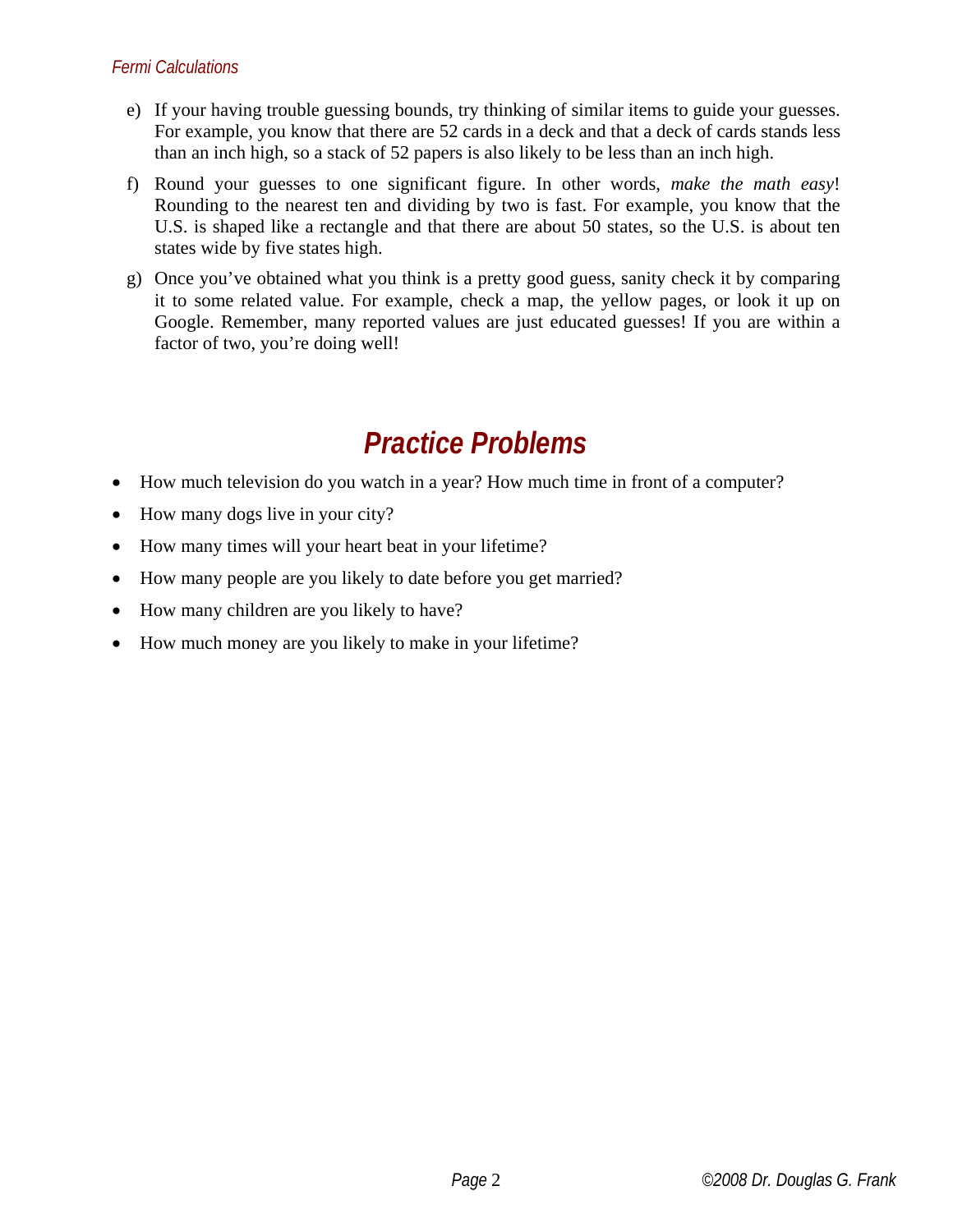e) If your having trouble guessing bounds, try thinking of similar items to guide your guesses. For example, you know that there are 52 cards in a deck and that a deck of cards stands less than an inch high, so a stack of 52 papers is also likely to be less than an inch high.

f) Round your guesses to one significant figure. In other words, *make the math easy*! Rounding to the nearest ten and dividing by two is fast. For example, you know that the U.S. is shaped like a rectangle and that there are about 50 states, so the U.S. is about ten states wide by five states high.

g) Once you've obtained what you think is a pretty good guess, sanity check it by comparing it to some related value. For example, check a map, the yellow pages, or look it up on Google. Remember, many reported values are just educated guesses! If you are within a factor of two, you're doing well!

## *Practice Problems*

- How much television do you watch in a year? How much time in front of a computer?
- How many dogs live in your city?
- How many times will your heart beat in your lifetime?
- How many people are you likely to date before you get married?
- How many children are you likely to have?
- How much money are you likely to make in your lifetime?